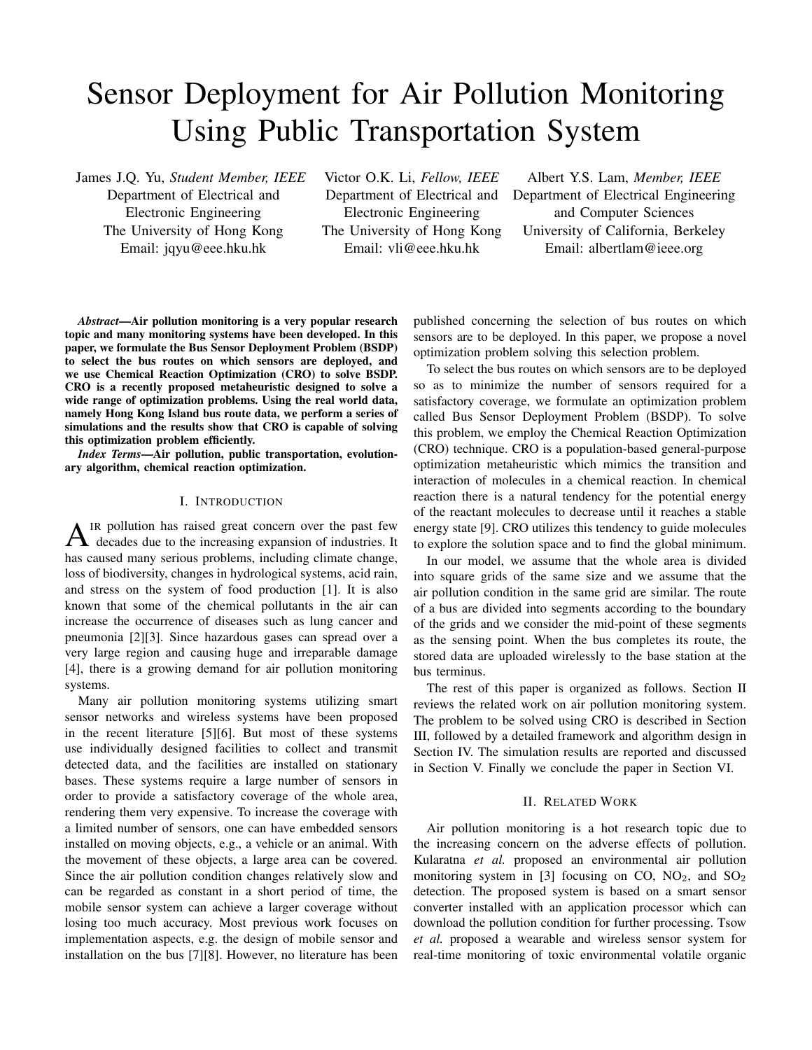# Sensor Deployment for Air Pollution Monitoring Using Public Transportation System

James J.Q. Yu, *Student Member, IEEE*
Department of Electrical and Electronic Engineering
The University of Hong Kong
Email: jqyu@eee.hku.hk

Victor O.K. Li, *Fellow, IEEE*
Department of Electrical and Electronic Engineering
The University of Hong Kong
Email: vli@eee.hku.hk

Albert Y.S. Lam, *Member, IEEE*
Department of Electrical Engineering and Computer Sciences
University of California, Berkeley
Email: albertlam@ieee.org

***Abstract*—Air pollution monitoring is a very popular research topic and many monitoring systems have been developed. In this paper, we formulate the Bus Sensor Deployment Problem (BSDP) to select the bus routes on which sensors are deployed, and we use Chemical Reaction Optimization (CRO) to solve BSDP. CRO is a recently proposed metaheuristic designed to solve a wide range of optimization problems. Using the real world data, namely Hong Kong Island bus route data, we perform a series of simulations and the results show that CRO is capable of solving this optimization problem efficiently.**

***Index Terms*—Air pollution, public transportation, evolutionary algorithm, chemical reaction optimization.**

## I. Introduction

Air pollution has raised great concern over the past few decades due to the increasing expansion of industries. It has caused many serious problems, including climate change, loss of biodiversity, changes in hydrological systems, acid rain, and stress on the system of food production [1]. It is also known that some of the chemical pollutants in the air can increase the occurrence of diseases such as lung cancer and pneumonia [2][3]. Since hazardous gases can spread over a very large region and causing huge and irreparable damage [4], there is a growing demand for air pollution monitoring systems.

Many air pollution monitoring systems utilizing smart sensor networks and wireless systems have been proposed in the recent literature [5][6]. But most of these systems use individually designed facilities to collect and transmit detected data, and the facilities are installed on stationary bases. These systems require a large number of sensors in order to provide a satisfactory coverage of the whole area, rendering them very expensive. To increase the coverage with a limited number of sensors, one can have embedded sensors installed on moving objects, e.g., a vehicle or an animal. With the movement of these objects, a large area can be covered. Since the air pollution condition changes relatively slow and can be regarded as constant in a short period of time, the mobile sensor system can achieve a larger coverage without losing too much accuracy. Most previous work focuses on implementation aspects, e.g. the design of mobile sensor and installation on the bus [7][8]. However, no literature has been published concerning the selection of bus routes on which sensors are to be deployed. In this paper, we propose a novel optimization problem solving this selection problem.

To select the bus routes on which sensors are to be deployed so as to minimize the number of sensors required for a satisfactory coverage, we formulate an optimization problem called Bus Sensor Deployment Problem (BSDP). To solve this problem, we employ the Chemical Reaction Optimization (CRO) technique. CRO is a population-based general-purpose optimization metaheuristic which mimics the transition and interaction of molecules in a chemical reaction. In chemical reaction there is a natural tendency for the potential energy of the reactant molecules to decrease until it reaches a stable energy state [9]. CRO utilizes this tendency to guide molecules to explore the solution space and to find the global minimum.

In our model, we assume that the whole area is divided into square grids of the same size and we assume that the air pollution condition in the same grid are similar. The route of a bus are divided into segments according to the boundary of the grids and we consider the mid-point of these segments as the sensing point. When the bus completes its route, the stored data are uploaded wirelessly to the base station at the bus terminus.

The rest of this paper is organized as follows. Section II reviews the related work on air pollution monitoring system. The problem to be solved using CRO is described in Section III, followed by a detailed framework and algorithm design in Section IV. The simulation results are reported and discussed in Section V. Finally we conclude the paper in Section VI.

## II. Related Work

Air pollution monitoring is a hot research topic due to the increasing concern on the adverse effects of pollution. Kularatna *et al.* proposed an environmental air pollution monitoring system in [3] focusing on CO, $NO_2$, and $SO_2$ detection. The proposed system is based on a smart sensor converter installed with an application processor which can download the pollution condition for further processing. Tsow *et al.* proposed a wearable and wireless sensor system for real-time monitoring of toxic environmental volatile organic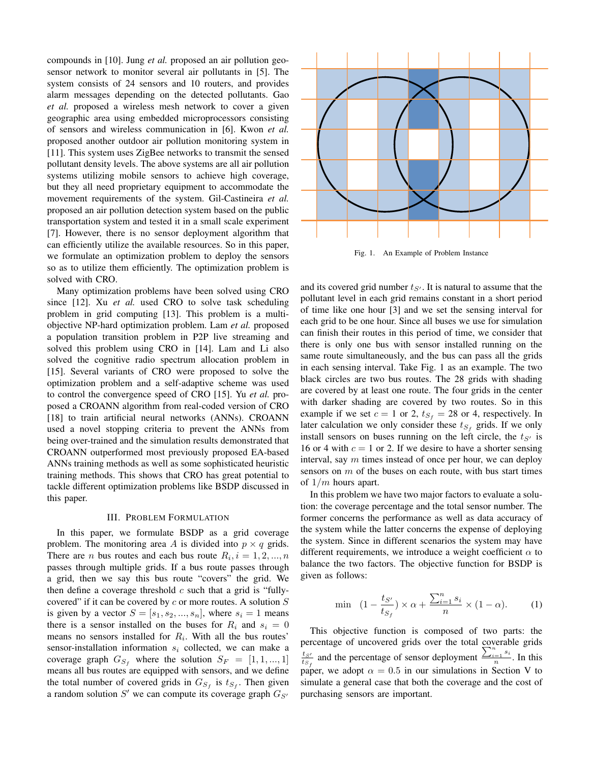compounds in [10]. Jung *et al.* proposed an air pollution geo-sensor network to monitor several air pollutants in [5]. The system consists of 24 sensors and 10 routers, and provides alarm messages depending on the detected pollutants. Gao *et al.* proposed a wireless mesh network to cover a given geographic area using embedded microprocessors consisting of sensors and wireless communication in [6]. Kwon *et al.* proposed another outdoor air pollution monitoring system in [11]. This system uses ZigBee networks to transmit the sensed pollutant density levels. The above systems are all air pollution systems utilizing mobile sensors to achieve high coverage, but they all need proprietary equipment to accommodate the movement requirements of the system. Gil-Castineira *et al.* proposed an air pollution detection system based on the public transportation system and tested it in a small scale experiment [7]. However, there is no sensor deployment algorithm that can efficiently utilize the available resources. So in this paper, we formulate an optimization problem to deploy the sensors so as to utilize them efficiently. The optimization problem is solved with CRO.

Many optimization problems have been solved using CRO since [12]. Xu *et al.* used CRO to solve task scheduling problem in grid computing [13]. This problem is a multi-objective NP-hard optimization problem. Lam *et al.* proposed a population transition problem in P2P live streaming and solved this problem using CRO in [14]. Lam and Li also solved the cognitive radio spectrum allocation problem in [15]. Several variants of CRO were proposed to solve the optimization problem and a self-adaptive scheme was used to control the convergence speed of CRO [15]. Yu *et al.* proposed a CROANN algorithm from real-coded version of CRO [18] to train artificial neural networks (ANNs). CROANN used a novel stopping criteria to prevent the ANNs from being over-trained and the simulation results demonstrated that CROANN outperformed most previously proposed EA-based ANNs training methods as well as some sophisticated heuristic training methods. This shows that CRO has great potential to tackle different optimization problems like BSDP discussed in this paper.

## III. Problem Formulation

In this paper, we formulate BSDP as a grid coverage problem. The monitoring area $A$ is divided into $p \times q$ grids. There are $n$ bus routes and each bus route $R_i, i = 1, 2, ..., n$ passes through multiple grids. If a bus route passes through a grid, then we say this bus route "covers" the grid. We then define a coverage threshold $c$ such that a grid is "fully-covered" if it can be covered by $c$ or more routes. A solution $S$ is given by a vector $S = [s_1, s_2, ..., s_n]$, where $s_i = 1$ means there is a sensor installed on the buses for $R_i$ and $s_i = 0$ means no sensors installed for $R_i$. With all the bus routes' sensor-installation information $s_i$ collected, we can make a coverage graph $G_{S_f}$ where the solution $S_F = [1, 1, ..., 1]$ means all bus routes are equipped with sensors, and we define the total number of covered grids in $G_{S_f}$ is $t_{S_f}$. Then given a random solution $S'$ we can compute its coverage graph $G_{S'}$

Fig. 1. An Example of Problem Instance

and its covered grid number $t_{S'}$. It is natural to assume that the pollutant level in each grid remains constant in a short period of time like one hour [3] and we set the sensing interval for each grid to be one hour. Since all buses we use for simulation can finish their routes in this period of time, we consider that there is only one bus with sensor installed running on the same route simultaneously, and the bus can pass all the grids in each sensing interval. Take Fig. 1 as an example. The two black circles are two bus routes. The 28 grids with shading are covered by at least one route. The four grids in the center with darker shading are covered by two routes. So in this example if we set $c = 1$ or 2, $t_{S_f} = 28$ or 4, respectively. In later calculation we only consider these $t_{S_f}$ grids. If we only install sensors on buses running on the left circle, the $t_{S'}$ is 16 or 4 with $c = 1$ or 2. If we desire to have a shorter sensing interval, say $m$ times instead of once per hour, we can deploy sensors on $m$ of the buses on each route, with bus start times of $1/m$ hours apart.

In this problem we have two major factors to evaluate a solution: the coverage percentage and the total sensor number. The former concerns the performance as well as data accuracy of the system while the latter concerns the expense of deploying the system. Since in different scenarios the system may have different requirements, we introduce a weight coefficient $\alpha$ to balance the two factors. The objective function for BSDP is given as follows:

$$\min \quad (1 - \frac{t_{S'}}{t_{S_f}}) \times \alpha + \frac{\sum_{i=1}^{n} s_i}{n} \times (1 - \alpha). \tag{1}$$

This objective function is composed of two parts: the percentage of uncovered grids over the total coverable grids $\frac{t_{S'}}{t_{S_f}}$ and the percentage of sensor deployment $\frac{\sum_{i=1}^{n} s_i}{n}$. In this paper, we adopt $\alpha = 0.5$ in our simulations in Section V to simulate a general case that both the coverage and the cost of purchasing sensors are important.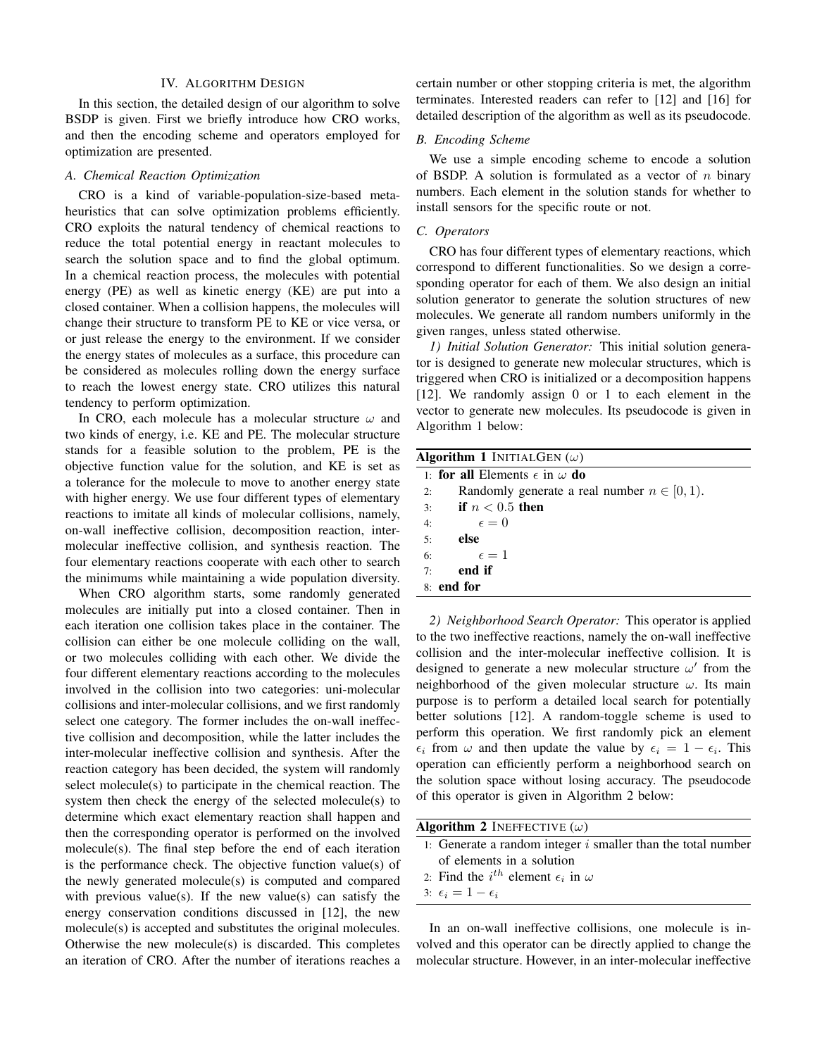## IV. Algorithm Design

In this section, the detailed design of our algorithm to solve BSDP is given. First we briefly introduce how CRO works, and then the encoding scheme and operators employed for optimization are presented.

### A. Chemical Reaction Optimization

CRO is a kind of variable-population-size-based metaheuristics that can solve optimization problems efficiently. CRO exploits the natural tendency of chemical reactions to reduce the total potential energy in reactant molecules to search the solution space and to find the global optimum. In a chemical reaction process, the molecules with potential energy (PE) as well as kinetic energy (KE) are put into a closed container. When a collision happens, the molecules will change their structure to transform PE to KE or vice versa, or just release the energy to the environment. If we consider the energy states of molecules as a surface, this procedure can be considered as molecules rolling down the energy surface to reach the lowest energy state. CRO utilizes this natural tendency to perform optimization.

In CRO, each molecule has a molecular structure $\omega$ and two kinds of energy, i.e. KE and PE. The molecular structure stands for a feasible solution to the problem, PE is the objective function value for the solution, and KE is set as a tolerance for the molecule to move to another energy state with higher energy. We use four different types of elementary reactions to imitate all kinds of molecular collisions, namely, on-wall ineffective collision, decomposition reaction, inter-molecular ineffective collision, and synthesis reaction. The four elementary reactions cooperate with each other to search the minimums while maintaining a wide population diversity.

When CRO algorithm starts, some randomly generated molecules are initially put into a closed container. Then in each iteration one collision takes place in the container. The collision can either be one molecule colliding on the wall, or two molecules colliding with each other. We divide the four different elementary reactions according to the molecules involved in the collision into two categories: uni-molecular collisions and inter-molecular collisions, and we first randomly select one category. The former includes the on-wall ineffective collision and decomposition, while the latter includes the inter-molecular ineffective collision and synthesis. After the reaction category has been decided, the system will randomly select molecule(s) to participate in the chemical reaction. The system then check the energy of the selected molecule(s) to determine which exact elementary reaction shall happen and then the corresponding operator is performed on the involved molecule(s). The final step before the end of each iteration is the performance check. The objective function value(s) of the newly generated molecule(s) is computed and compared with previous value(s). If the new value(s) can satisfy the energy conservation conditions discussed in [12], the new molecule(s) is accepted and substitutes the original molecules. Otherwise the new molecule(s) is discarded. This completes an iteration of CRO. After the number of iterations reaches a certain number or other stopping criteria is met, the algorithm terminates. Interested readers can refer to [12] and [16] for detailed description of the algorithm as well as its pseudocode.

### B. Encoding Scheme

We use a simple encoding scheme to encode a solution of BSDP. A solution is formulated as a vector of $n$ binary numbers. Each element in the solution stands for whether to install sensors for the specific route or not.

### C. Operators

CRO has four different types of elementary reactions, which correspond to different functionalities. So we design a corresponding operator for each of them. We also design an initial solution generator to generate the solution structures of new molecules. We generate all random numbers uniformly in the given ranges, unless stated otherwise.

*1) Initial Solution Generator:* This initial solution generator is designed to generate new molecular structures, which is triggered when CRO is initialized or a decomposition happens [12]. We randomly assign 0 or 1 to each element in the vector to generate new molecules. Its pseudocode is given in Algorithm 1 below:

**Algorithm 1** InitialGen ($\omega$)

```
1: for all Elements ε in ω do
2:     Randomly generate a real number n ∈ [0, 1).
3:     if n < 0.5 then
4:         ε = 0
5:     else
6:         ε = 1
7:     end if
8: end for
```

*2) Neighborhood Search Operator:* This operator is applied to the two ineffective reactions, namely the on-wall ineffective collision and the inter-molecular ineffective collision. It is designed to generate a new molecular structure $\omega'$ from the neighborhood of the given molecular structure $\omega$. Its main purpose is to perform a detailed local search for potentially better solutions [12]. A random-toggle scheme is used to perform this operation. We first randomly pick an element $\epsilon_i$ from $\omega$ and then update the value by $\epsilon_i = 1 - \epsilon_i$. This operation can efficiently perform a neighborhood search on the solution space without losing accuracy. The pseudocode of this operator is given in Algorithm 2 below:

**Algorithm 2** Ineffective ($\omega$)

```
1: Generate a random integer i smaller than the total number
   of elements in a solution
2: Find the i^th element ε_i in ω
3: ε_i = 1 − ε_i
```

In an on-wall ineffective collisions, one molecule is involved and this operator can be directly applied to change the molecular structure. However, in an inter-molecular ineffective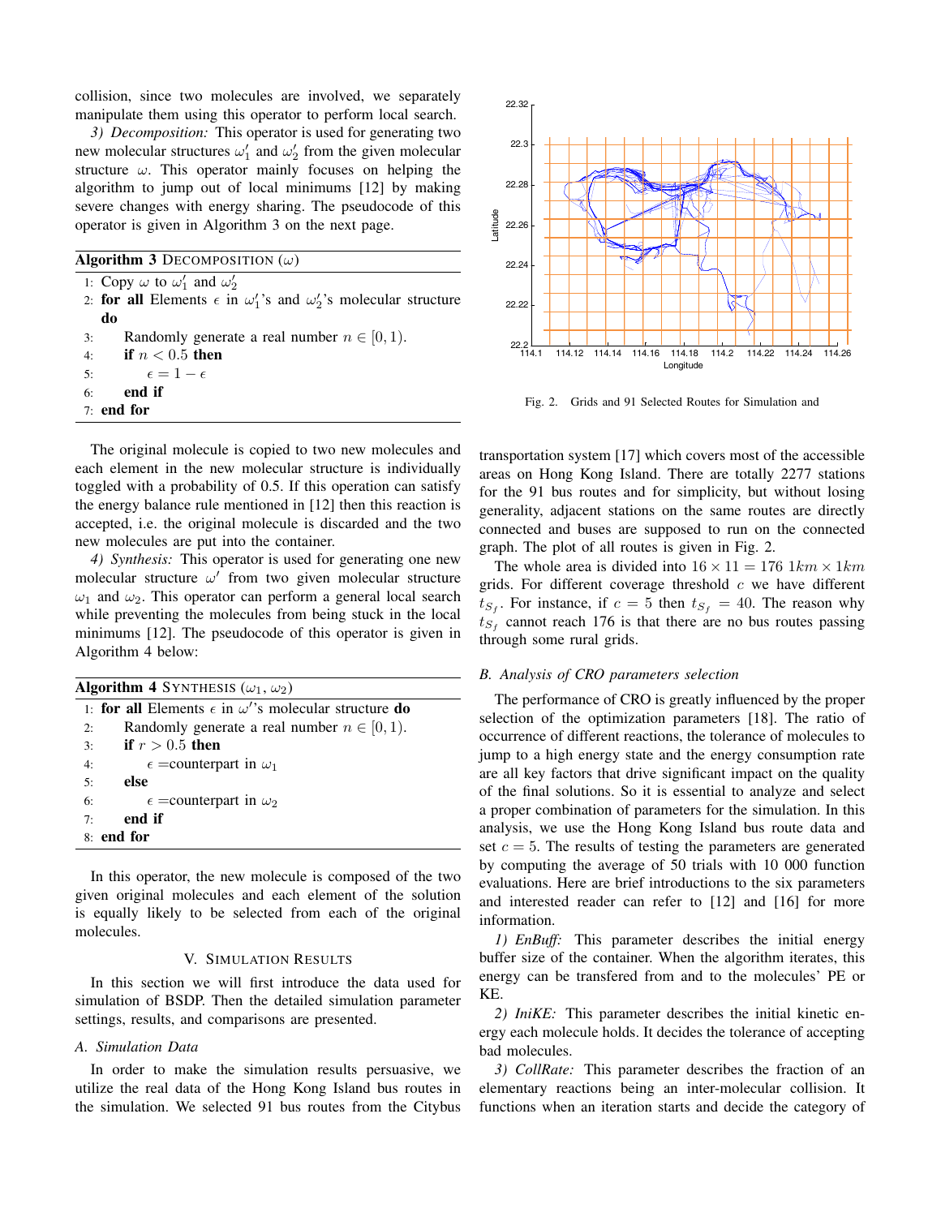collision, since two molecules are involved, we separately manipulate them using this operator to perform local search.

*3) Decomposition:* This operator is used for generating two new molecular structures $\omega_1'$ and $\omega_2'$ from the given molecular structure $\omega$. This operator mainly focuses on helping the algorithm to jump out of local minimums [12] by making severe changes with energy sharing. The pseudocode of this operator is given in Algorithm 3 on the next page.

**Algorithm 3** DECOMPOSITION ($\omega$)

```
1: Copy ω to ω1' and ω2'
2: for all Elements ε in ω1''s and ω2''s molecular structure do
3:     Randomly generate a real number n ∈ [0, 1).
4:     if n < 0.5 then
5:         ε = 1 − ε
6:     end if
7: end for
```

The original molecule is copied to two new molecules and each element in the new molecular structure is individually toggled with a probability of 0.5. If this operation can satisfy the energy balance rule mentioned in [12] then this reaction is accepted, i.e. the original molecule is discarded and the two new molecules are put into the container.

*4) Synthesis:* This operator is used for generating one new molecular structure $\omega'$ from two given molecular structure $\omega_1$ and $\omega_2$. This operator can perform a general local search while preventing the molecules from being stuck in the local minimums [12]. The pseudocode of this operator is given in Algorithm 4 below:

**Algorithm 4** SYNTHESIS ($\omega_1$, $\omega_2$)

```
1: for all Elements ε in ω''s molecular structure do
2:     Randomly generate a real number n ∈ [0, 1).
3:     if r > 0.5 then
4:         ε =counterpart in ω1
5:     else
6:         ε =counterpart in ω2
7:     end if
8: end for
```

In this operator, the new molecule is composed of the two given original molecules and each element of the solution is equally likely to be selected from each of the original molecules.

## V. SIMULATION RESULTS

In this section we will first introduce the data used for simulation of BSDP. Then the detailed simulation parameter settings, results, and comparisons are presented.

### A. Simulation Data

In order to make the simulation results persuasive, we utilize the real data of the Hong Kong Island bus routes in the simulation. We selected 91 bus routes from the Citybus transportation system [17] which covers most of the accessible areas on Hong Kong Island. There are totally 2277 stations for the 91 bus routes and for simplicity, but without losing generality, adjacent stations on the same routes are directly connected and buses are supposed to run on the connected graph. The plot of all routes is given in Fig. 2.

Fig. 2. Grids and 91 Selected Routes for Simulation and

The whole area is divided into $16 \times 11 = 176$ $1km \times 1km$ grids. For different coverage threshold $c$ we have different $t_{S_f}$. For instance, if $c = 5$ then $t_{S_f} = 40$. The reason why $t_{S_f}$ cannot reach 176 is that there are no bus routes passing through some rural grids.

### B. Analysis of CRO parameters selection

The performance of CRO is greatly influenced by the proper selection of the optimization parameters [18]. The ratio of occurrence of different reactions, the tolerance of molecules to jump to a high energy state and the energy consumption rate are all key factors that drive significant impact on the quality of the final solutions. So it is essential to analyze and select a proper combination of parameters for the simulation. In this analysis, we use the Hong Kong Island bus route data and set $c = 5$. The results of testing the parameters are generated by computing the average of 50 trials with 10 000 function evaluations. Here are brief introductions to the six parameters and interested reader can refer to [12] and [16] for more information.

*1) EnBuff:* This parameter describes the initial energy buffer size of the container. When the algorithm iterates, this energy can be transfered from and to the molecules' PE or KE.

*2) IniKE:* This parameter describes the initial kinetic energy each molecule holds. It decides the tolerance of accepting bad molecules.

*3) CollRate:* This parameter describes the fraction of an elementary reactions being an inter-molecular collision. It functions when an iteration starts and decide the category of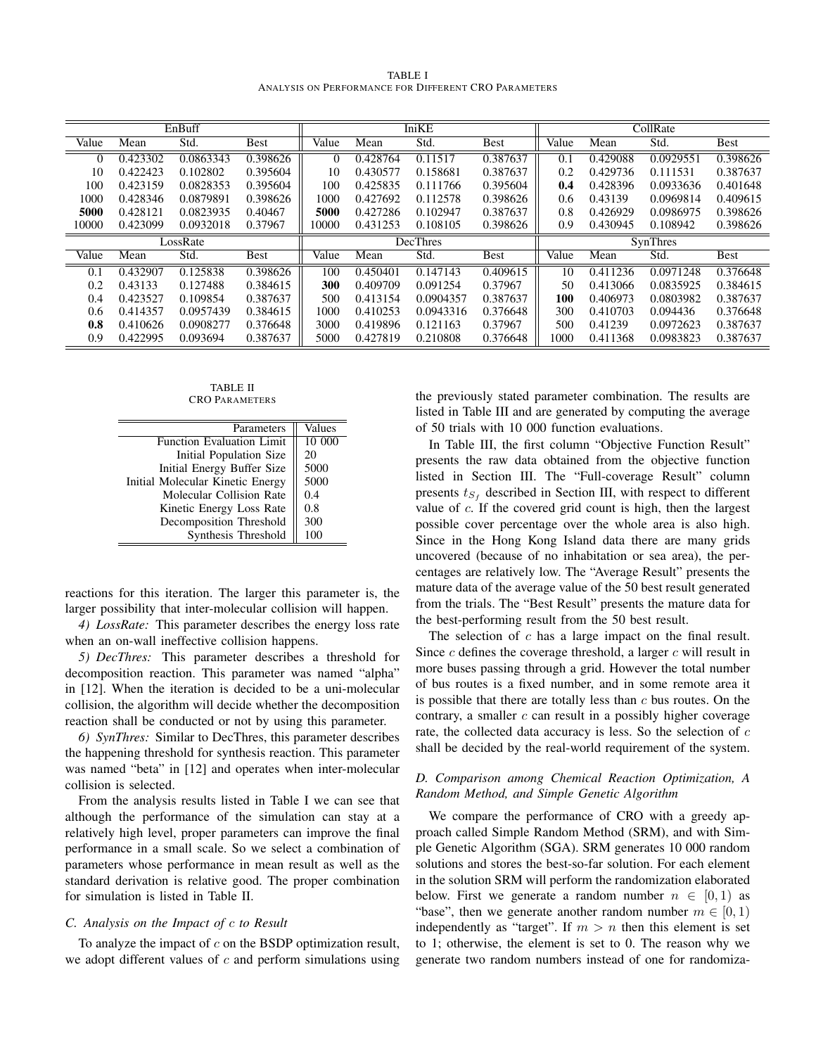TABLE I
ANALYSIS ON PERFORMANCE FOR DIFFERENT CRO PARAMETERS

| EnBuff | | | | IniKE | | | | CollRate | | | |
|---|---|---|---|---|---|---|---|---|---|---|---|
| Value | Mean | Std. | Best | Value | Mean | Std. | Best | Value | Mean | Std. | Best |
| 0 | 0.423302 | 0.0863343 | 0.398626 | 0 | 0.428764 | 0.11517 | 0.387637 | 0.1 | 0.429088 | 0.0929551 | 0.398626 |
| 10 | 0.422423 | 0.102802 | 0.395604 | 10 | 0.430577 | 0.158681 | 0.387637 | 0.2 | 0.429736 | 0.111531 | 0.387637 |
| 100 | 0.423159 | 0.0828353 | 0.395604 | 100 | 0.425835 | 0.111766 | 0.395604 | **0.4** | 0.428396 | 0.0933636 | 0.401648 |
| 1000 | 0.428346 | 0.0879891 | 0.398626 | 1000 | 0.427692 | 0.112578 | 0.398626 | 0.6 | 0.43139 | 0.0969814 | 0.409615 |
| **5000** | 0.428121 | 0.0823935 | 0.40467 | **5000** | 0.427286 | 0.102947 | 0.387637 | 0.8 | 0.426929 | 0.0986975 | 0.398626 |
| 10000 | 0.423099 | 0.0932018 | 0.37967 | 10000 | 0.431253 | 0.108105 | 0.398626 | 0.9 | 0.430945 | 0.108942 | 0.398626 |
| LossRate | | | | DecThres | | | | SynThres | | | |
| Value | Mean | Std. | Best | Value | Mean | Std. | Best | Value | Mean | Std. | Best |
| 0.1 | 0.432907 | 0.125838 | 0.398626 | 100 | 0.450401 | 0.147143 | 0.409615 | 10 | 0.411236 | 0.0971248 | 0.376648 |
| 0.2 | 0.43133 | 0.127488 | 0.384615 | **300** | 0.409709 | 0.091254 | 0.37967 | 50 | 0.413066 | 0.0835925 | 0.384615 |
| 0.4 | 0.423527 | 0.109854 | 0.387637 | 500 | 0.413154 | 0.0904357 | 0.387637 | **100** | 0.406973 | 0.0803982 | 0.387637 |
| 0.6 | 0.414357 | 0.0957439 | 0.384615 | 1000 | 0.410253 | 0.0943316 | 0.376648 | 300 | 0.410703 | 0.094436 | 0.376648 |
| **0.8** | 0.410626 | 0.0908277 | 0.376648 | 3000 | 0.419896 | 0.121163 | 0.37967 | 500 | 0.41239 | 0.0972623 | 0.387637 |
| 0.9 | 0.422995 | 0.093694 | 0.387637 | 5000 | 0.427819 | 0.210808 | 0.376648 | 1000 | 0.411368 | 0.0983823 | 0.387637 |

TABLE II
CRO PARAMETERS

| Parameters | Values |
|---|---|
| Function Evaluation Limit | 10 000 |
| Initial Population Size | 20 |
| Initial Energy Buffer Size | 5000 |
| Initial Molecular Kinetic Energy | 5000 |
| Molecular Collision Rate | 0.4 |
| Kinetic Energy Loss Rate | 0.8 |
| Decomposition Threshold | 300 |
| Synthesis Threshold | 100 |

reactions for this iteration. The larger this parameter is, the larger possibility that inter-molecular collision will happen.

*4) LossRate:* This parameter describes the energy loss rate when an on-wall ineffective collision happens.

*5) DecThres:* This parameter describes a threshold for decomposition reaction. This parameter was named "alpha" in [12]. When the iteration is decided to be a uni-molecular collision, the algorithm will decide whether the decomposition reaction shall be conducted or not by using this parameter.

*6) SynThres:* Similar to DecThres, this parameter describes the happening threshold for synthesis reaction. This parameter was named "beta" in [12] and operates when inter-molecular collision is selected.

From the analysis results listed in Table I we can see that although the performance of the simulation can stay at a relatively high level, proper parameters can improve the final performance in a small scale. So we select a combination of parameters whose performance in mean result as well as the standard derivation is relative good. The proper combination for simulation is listed in Table II.

### C. Analysis on the Impact of $c$ to Result

To analyze the impact of $c$ on the BSDP optimization result, we adopt different values of $c$ and perform simulations using the previously stated parameter combination. The results are listed in Table III and are generated by computing the average of 50 trials with 10 000 function evaluations.

In Table III, the first column "Objective Function Result" presents the raw data obtained from the objective function listed in Section III. The "Full-coverage Result" column presents $t_{S_f}$ described in Section III, with respect to different value of $c$. If the covered grid count is high, then the largest possible cover percentage over the whole area is also high. Since in the Hong Kong Island data there are many grids uncovered (because of no inhabitation or sea area), the percentages are relatively low. The "Average Result" presents the mature data of the average value of the 50 best result generated from the trials. The "Best Result" presents the mature data for the best-performing result from the 50 best result.

The selection of $c$ has a large impact on the final result. Since $c$ defines the coverage threshold, a larger $c$ will result in more buses passing through a grid. However the total number of bus routes is a fixed number, and in some remote area it is possible that there are totally less than $c$ bus routes. On the contrary, a smaller $c$ can result in a possibly higher coverage rate, the collected data accuracy is less. So the selection of $c$ shall be decided by the real-world requirement of the system.

### D. Comparison among Chemical Reaction Optimization, A Random Method, and Simple Genetic Algorithm

We compare the performance of CRO with a greedy approach called Simple Random Method (SRM), and with Simple Genetic Algorithm (SGA). SRM generates 10 000 random solutions and stores the best-so-far solution. For each element in the solution SRM will perform the randomization elaborated below. First we generate a random number $n \in [0, 1)$ as "base", then we generate another random number $m \in [0, 1)$ independently as "target". If $m > n$ then this element is set to 1; otherwise, the element is set to 0. The reason why we generate two random numbers instead of one for randomiza-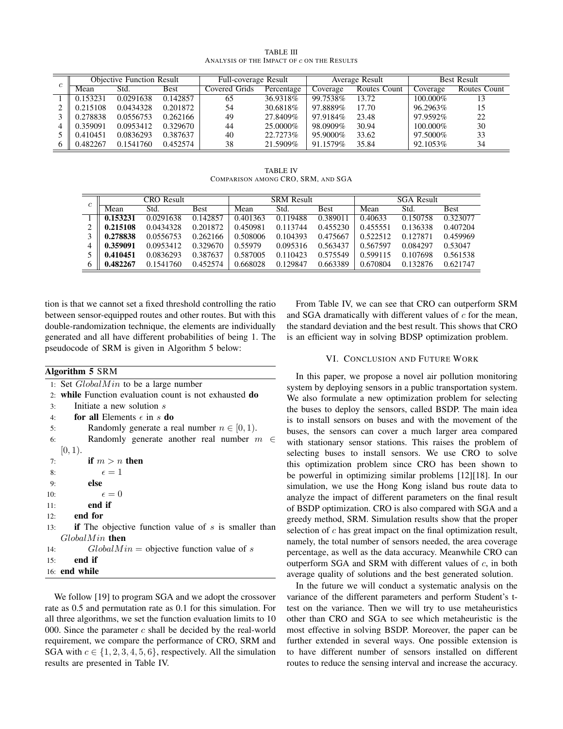TABLE III

ANALYSIS OF THE IMPACT OF $c$ ON THE RESULTS

| $c$ | Objective Function Result | | | Full-coverage Result | | Average Result | | Best Result | |
|---|---|---|---|---|---|---|---|---|---|
| | Mean | Std. | Best | Covered Grids | Percentage | Coverage | Routes Count | Coverage | Routes Count |
| 1 | 0.153231 | 0.0291638 | 0.142857 | 65 | 36.9318% | 99.7538% | 13.72 | 100.000% | 13 |
| 2 | 0.215108 | 0.0434328 | 0.201872 | 54 | 30.6818% | 97.8889% | 17.70 | 96.2963% | 15 |
| 3 | 0.278838 | 0.0556753 | 0.262166 | 49 | 27.8409% | 97.9184% | 23.48 | 97.9592% | 22 |
| 4 | 0.359091 | 0.0953412 | 0.329670 | 44 | 25.0000% | 98.0909% | 30.94 | 100.000% | 30 |
| 5 | 0.410451 | 0.0836293 | 0.387637 | 40 | 22.7273% | 95.9000% | 33.62 | 97.5000% | 33 |
| 6 | 0.482267 | 0.1541760 | 0.452574 | 38 | 21.5909% | 91.1579% | 35.84 | 92.1053% | 34 |

TABLE IV

COMPARISON AMONG CRO, SRM, AND SGA

| $c$ | CRO Result | | | SRM Result | | | SGA Result | | |
|---|---|---|---|---|---|---|---|---|---|
| | Mean | Std. | Best | Mean | Std. | Best | Mean | Std. | Best |
| 1 | **0.153231** | 0.0291638 | 0.142857 | 0.401363 | 0.119488 | 0.389011 | 0.40633 | 0.150758 | 0.323077 |
| 2 | **0.215108** | 0.0434328 | 0.201872 | 0.450981 | 0.113744 | 0.455230 | 0.455551 | 0.136338 | 0.407204 |
| 3 | **0.278838** | 0.0556753 | 0.262166 | 0.508006 | 0.104393 | 0.475667 | 0.522512 | 0.127871 | 0.459969 |
| 4 | **0.359091** | 0.0953412 | 0.329670 | 0.55979 | 0.095316 | 0.563437 | 0.567597 | 0.084297 | 0.53047 |
| 5 | **0.410451** | 0.0836293 | 0.387637 | 0.587005 | 0.110423 | 0.575549 | 0.599115 | 0.107698 | 0.561538 |
| 6 | **0.482267** | 0.1541760 | 0.452574 | 0.668028 | 0.129847 | 0.663389 | 0.670804 | 0.132876 | 0.621747 |

tion is that we cannot set a fixed threshold controlling the ratio between sensor-equipped routes and other routes. But with this double-randomization technique, the elements are individually generated and all have different probabilities of being 1. The pseudocode of SRM is given in Algorithm 5 below:

**Algorithm 5** SRM

```
1: Set GlobalMin to be a large number
2: while Function evaluation count is not exhausted do
3:     Initiate a new solution s
4:     for all Elements ε in s do
5:         Randomly generate a real number n ∈ [0, 1).
6:         Randomly generate another real number m ∈ [0, 1).
7:         if m > n then
8:             ε = 1
9:         else
10:            ε = 0
11:        end if
12:    end for
13:    if The objective function value of s is smaller than GlobalMin then
14:        GlobalMin = objective function value of s
15:    end if
16: end while
```

We follow [19] to program SGA and we adopt the crossover rate as 0.5 and permutation rate as 0.1 for this simulation. For all three algorithms, we set the function evaluation limits to 10 000. Since the parameter $c$ shall be decided by the real-world requirement, we compare the performance of CRO, SRM and SGA with $c \in \{1, 2, 3, 4, 5, 6\}$, respectively. All the simulation results are presented in Table IV.

From Table IV, we can see that CRO can outperform SRM and SGA dramatically with different values of $c$ for the mean, the standard deviation and the best result. This shows that CRO is an efficient way in solving BDSP optimization problem.

## VI. CONCLUSION AND FUTURE WORK

In this paper, we propose a novel air pollution monitoring system by deploying sensors in a public transportation system. We also formulate a new optimization problem for selecting the buses to deploy the sensors, called BSDP. The main idea is to install sensors on buses and with the movement of the buses, the sensors can cover a much larger area compared with stationary sensor stations. This raises the problem of selecting buses to install sensors. We use CRO to solve this optimization problem since CRO has been shown to be powerful in optimizing similar problems [12][18]. In our simulation, we use the Hong Kong island bus route data to analyze the impact of different parameters on the final result of BSDP optimization. CRO is also compared with SGA and a greedy method, SRM. Simulation results show that the proper selection of $c$ has great impact on the final optimization result, namely, the total number of sensors needed, the area coverage percentage, as well as the data accuracy. Meanwhile CRO can outperform SGA and SRM with different values of $c$, in both average quality of solutions and the best generated solution.

In the future we will conduct a systematic analysis on the variance of the different parameters and perform Student's t-test on the variance. Then we will try to use metaheuristics other than CRO and SGA to see which metaheuristic is the most effective in solving BSDP. Moreover, the paper can be further extended in several ways. One possible extension is to have different number of sensors installed on different routes to reduce the sensing interval and increase the accuracy.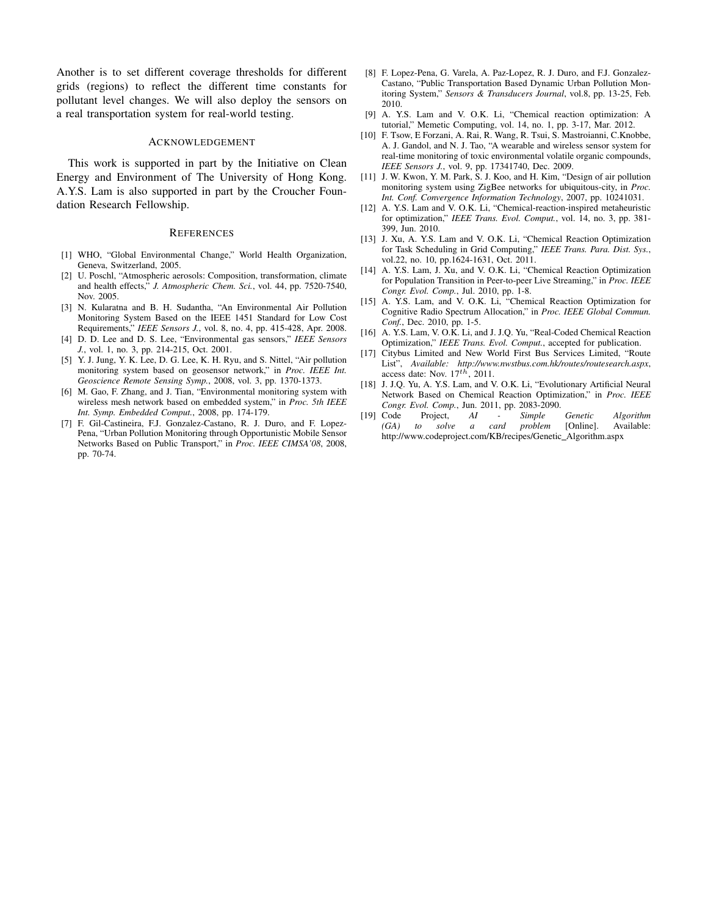Another is to set different coverage thresholds for different grids (regions) to reflect the different time constants for pollutant level changes. We will also deploy the sensors on a real transportation system for real-world testing.

## ACKNOWLEDGEMENT

This work is supported in part by the Initiative on Clean Energy and Environment of The University of Hong Kong. A.Y.S. Lam is also supported in part by the Croucher Foundation Research Fellowship.

## REFERENCES

[1] WHO, "Global Environmental Change," World Health Organization, Geneva, Switzerland, 2005.

[2] U. Poschl, "Atmospheric aerosols: Composition, transformation, climate and health effects," *J. Atmospheric Chem. Sci.*, vol. 44, pp. 7520-7540, Nov. 2005.

[3] N. Kularatna and B. H. Sudantha, "An Environmental Air Pollution Monitoring System Based on the IEEE 1451 Standard for Low Cost Requirements," *IEEE Sensors J.*, vol. 8, no. 4, pp. 415-428, Apr. 2008.

[4] D. D. Lee and D. S. Lee, "Environmental gas sensors," *IEEE Sensors J.*, vol. 1, no. 3, pp. 214-215, Oct. 2001.

[5] Y. J. Jung, Y. K. Lee, D. G. Lee, K. H. Ryu, and S. Nittel, "Air pollution monitoring system based on geosensor network," in *Proc. IEEE Int. Geoscience Remote Sensing Symp.*, 2008, vol. 3, pp. 1370-1373.

[6] M. Gao, F. Zhang, and J. Tian, "Environmental monitoring system with wireless mesh network based on embedded system," in *Proc. 5th IEEE Int. Symp. Embedded Comput.*, 2008, pp. 174-179.

[7] F. Gil-Castineira, F.J. Gonzalez-Castano, R. J. Duro, and F. Lopez-Pena, "Urban Pollution Monitoring through Opportunistic Mobile Sensor Networks Based on Public Transport," in *Proc. IEEE CIMSA'08*, 2008, pp. 70-74.

[8] F. Lopez-Pena, G. Varela, A. Paz-Lopez, R. J. Duro, and F.J. Gonzalez-Castano, "Public Transportation Based Dynamic Urban Pollution Monitoring System," *Sensors & Transducers Journal*, vol.8, pp. 13-25, Feb. 2010.

[9] A. Y.S. Lam and V. O.K. Li, "Chemical reaction optimization: A tutorial," Memetic Computing, vol. 14, no. 1, pp. 3-17, Mar. 2012.

[10] F. Tsow, E Forzani, A. Rai, R. Wang, R. Tsui, S. Mastroianni, C.Knobbe, A. J. Gandol, and N. J. Tao, "A wearable and wireless sensor system for real-time monitoring of toxic environmental volatile organic compounds, *IEEE Sensors J.*, vol. 9, pp. 17341740, Dec. 2009.

[11] J. W. Kwon, Y. M. Park, S. J. Koo, and H. Kim, "Design of air pollution monitoring system using ZigBee networks for ubiquitous-city, in *Proc. Int. Conf. Convergence Information Technology*, 2007, pp. 10241031.

[12] A. Y.S. Lam and V. O.K. Li, "Chemical-reaction-inspired metaheuristic for optimization," *IEEE Trans. Evol. Comput.*, vol. 14, no. 3, pp. 381-399, Jun. 2010.

[13] J. Xu, A. Y.S. Lam and V. O.K. Li, "Chemical Reaction Optimization for Task Scheduling in Grid Computing," *IEEE Trans. Para. Dist. Sys.*, vol.22, no. 10, pp.1624-1631, Oct. 2011.

[14] A. Y.S. Lam, J. Xu, and V. O.K. Li, "Chemical Reaction Optimization for Population Transition in Peer-to-peer Live Streaming," in *Proc. IEEE Congr. Evol. Comp.*, Jul. 2010, pp. 1-8.

[15] A. Y.S. Lam, and V. O.K. Li, "Chemical Reaction Optimization for Cognitive Radio Spectrum Allocation," in *Proc. IEEE Global Commun. Conf.*, Dec. 2010, pp. 1-5.

[16] A. Y.S. Lam, V. O.K. Li, and J. J.Q. Yu, "Real-Coded Chemical Reaction Optimization," *IEEE Trans. Evol. Comput.*, accepted for publication.

[17] Citybus Limited and New World First Bus Services Limited, "Route List", *Available: http://www.nwstbus.com.hk/routes/routesearch.aspx*, access date: Nov. $17^{th}$, 2011.

[18] J. J.Q. Yu, A. Y.S. Lam, and V. O.K. Li, "Evolutionary Artificial Neural Network Based on Chemical Reaction Optimization," in *Proc. IEEE Congr. Evol. Comp.*, Jun. 2011, pp. 2083-2090.

[19] Code Project, *AI - Simple Genetic Algorithm (GA) to solve a card problem* [Online]. Available: http://www.codeproject.com/KB/recipes/Genetic_Algorithm.aspx